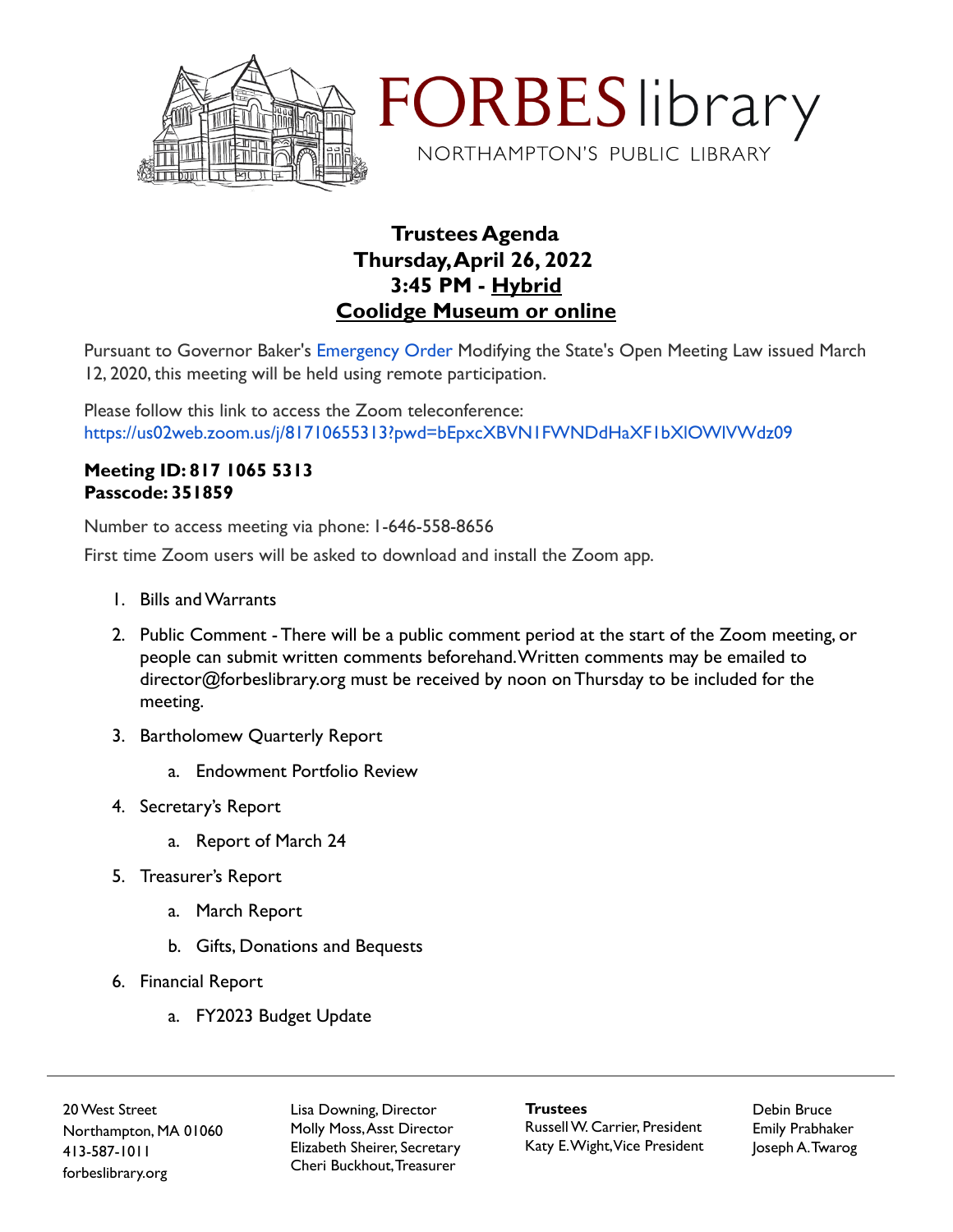# FORBES library

NORTHAMPTON'S PUBLIC LIBRARY

**Trustees Agenda**
**Thursday, April 26, 2022**
**3:45 PM - Hybrid**
**Coolidge Museum or online**

Pursuant to Governor Baker's Emergency Order Modifying the State's Open Meeting Law issued March 12, 2020, this meeting will be held using remote participation.

Please follow this link to access the Zoom teleconference:
https://us02web.zoom.us/j/81710655313?pwd=bEpxcXBVN1FWNDdHaXF1bXlOWlVWdz09

**Meeting ID: 817 1065 5313**
**Passcode: 351859**

Number to access meeting via phone: 1-646-558-8656

First time Zoom users will be asked to download and install the Zoom app.

1. Bills and Warrants
2. Public Comment - There will be a public comment period at the start of the Zoom meeting, or people can submit written comments beforehand. Written comments may be emailed to director@forbeslibrary.org must be received by noon on Thursday to be included for the meeting.
3. Bartholomew Quarterly Report
   a. Endowment Portfolio Review
4. Secretary's Report
   a. Report of March 24
5. Treasurer's Report
   a. March Report
   b. Gifts, Donations and Bequests
6. Financial Report
   a. FY2023 Budget Update

---

20 West Street
Northampton, MA 01060
413-587-1011
forbeslibrary.org

Lisa Downing, Director
Molly Moss, Asst Director
Elizabeth Sheirer, Secretary
Cheri Buckhout, Treasurer

**Trustees**
Russell W. Carrier, President
Katy E. Wight, Vice President
Debin Bruce
Emily Prabhaker
Joseph A. Twarog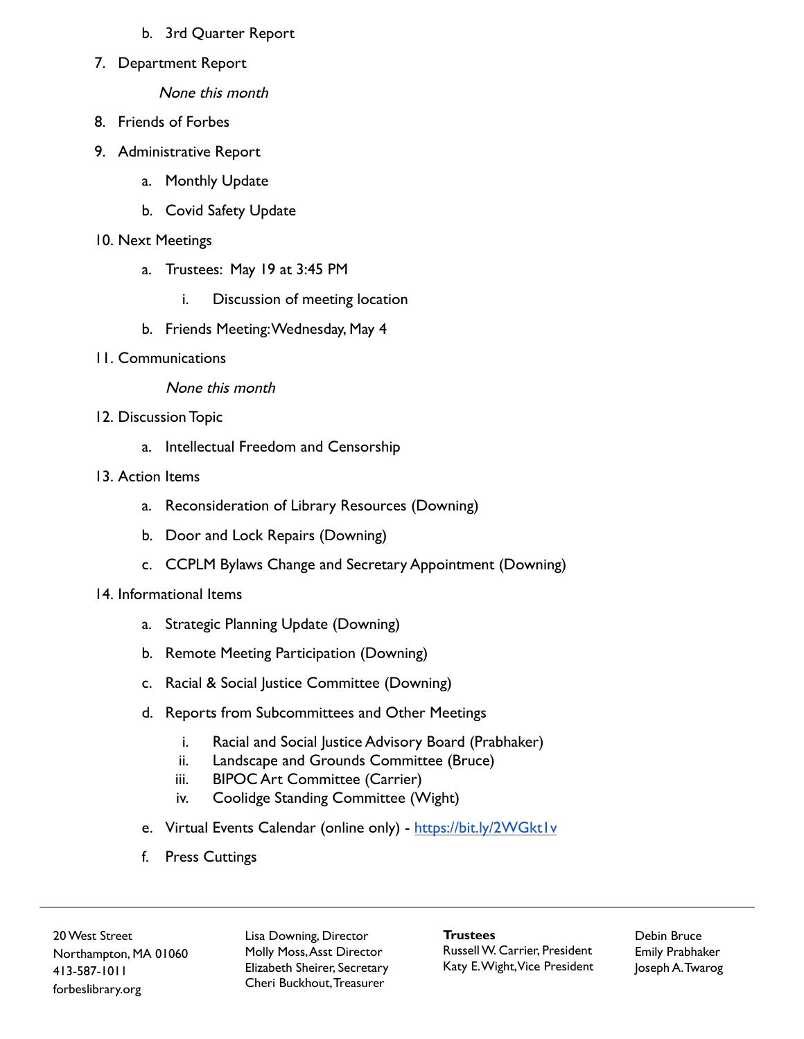b. 3rd Quarter Report

7. Department Report

    *None this month*

8. Friends of Forbes

9. Administrative Report

    a. Monthly Update

    b. Covid Safety Update

10. Next Meetings

    a. Trustees: May 19 at 3:45 PM

        i. Discussion of meeting location

    b. Friends Meeting: Wednesday, May 4

11. Communications

    *None this month*

12. Discussion Topic

    a. Intellectual Freedom and Censorship

13. Action Items

    a. Reconsideration of Library Resources (Downing)

    b. Door and Lock Repairs (Downing)

    c. CCPLM Bylaws Change and Secretary Appointment (Downing)

14. Informational Items

    a. Strategic Planning Update (Downing)

    b. Remote Meeting Participation (Downing)

    c. Racial & Social Justice Committee (Downing)

    d. Reports from Subcommittees and Other Meetings

        i. Racial and Social Justice Advisory Board (Prabhaker)
        ii. Landscape and Grounds Committee (Bruce)
        iii. BIPOC Art Committee (Carrier)
        iv. Coolidge Standing Committee (Wight)

    e. Virtual Events Calendar (online only) - [https://bit.ly/2WGkt1v](https://bit.ly/2WGkt1v)

    f. Press Cuttings

---

20 West Street
Northampton, MA 01060
413-587-1011
forbeslibrary.org

Lisa Downing, Director
Molly Moss, Asst Director
Elizabeth Sheirer, Secretary
Cheri Buckhout, Treasurer

**Trustees**
Russell W. Carrier, President
Katy E. Wight, Vice President
Debin Bruce
Emily Prabhaker
Joseph A. Twarog